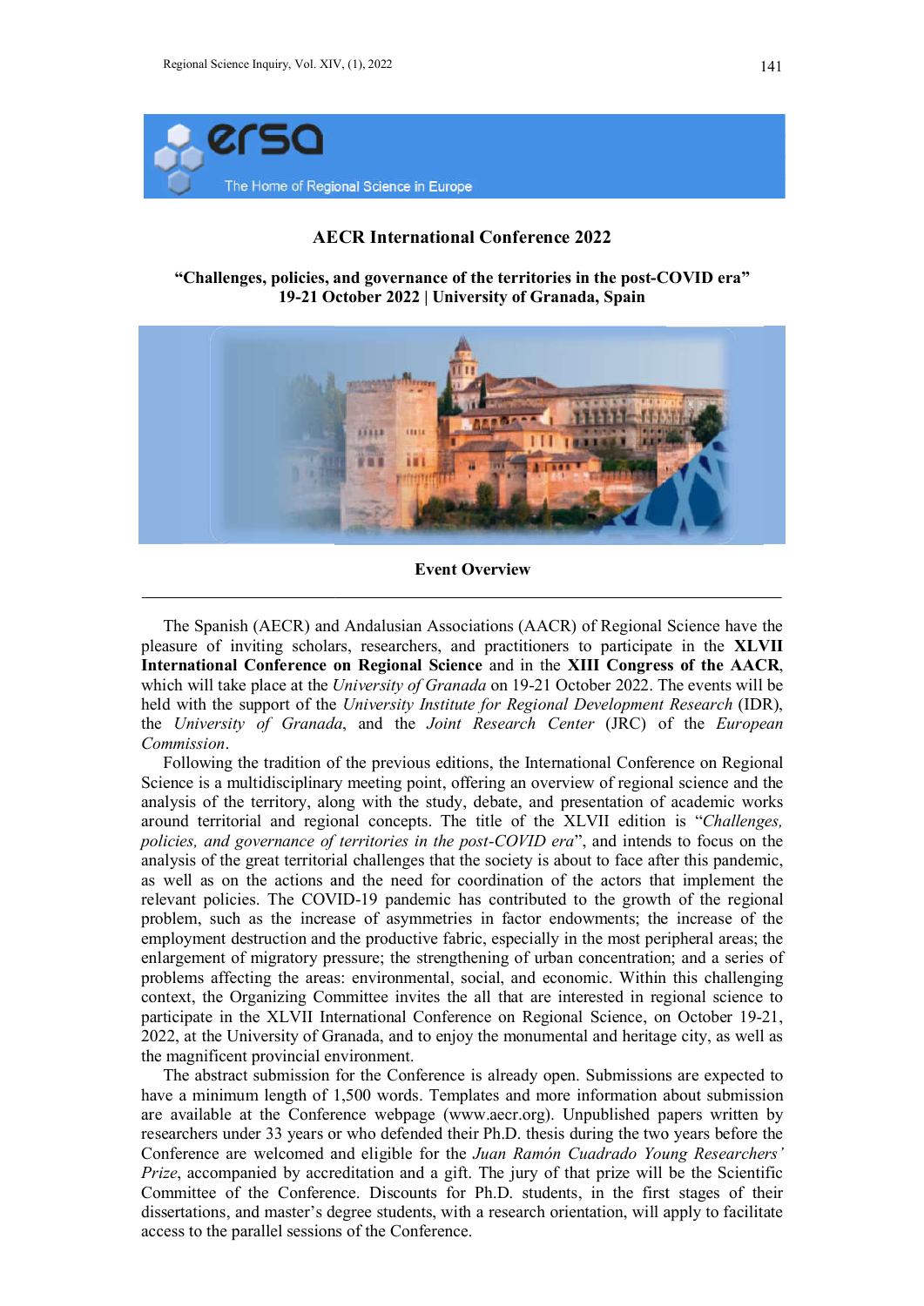# AECR International Conference 2022

## "Challenges, policies, and governance of the territories in the post-COVID era"
## 19-21 October 2022 | University of Granada, Spain

### Event Overview

---

The Spanish (AECR) and Andalusian Associations (AACR) of Regional Science have the pleasure of inviting scholars, researchers, and practitioners to participate in the **XLVII International Conference on Regional Science** and in the **XIII Congress of the AACR**, which will take place at the *University of Granada* on 19-21 October 2022. The events will be held with the support of the *University Institute for Regional Development Research* (IDR), the *University of Granada*, and the *Joint Research Center* (JRC) of the *European Commission*.

Following the tradition of the previous editions, the International Conference on Regional Science is a multidisciplinary meeting point, offering an overview of regional science and the analysis of the territory, along with the study, debate, and presentation of academic works around territorial and regional concepts. The title of the XLVII edition is "*Challenges, policies, and governance of territories in the post-COVID era*", and intends to focus on the analysis of the great territorial challenges that the society is about to face after this pandemic, as well as on the actions and the need for coordination of the actors that implement the relevant policies. The COVID-19 pandemic has contributed to the growth of the regional problem, such as the increase of asymmetries in factor endowments; the increase of the employment destruction and the productive fabric, especially in the most peripheral areas; the enlargement of migratory pressure; the strengthening of urban concentration; and a series of problems affecting the areas: environmental, social, and economic. Within this challenging context, the Organizing Committee invites the all that are interested in regional science to participate in the XLVII International Conference on Regional Science, on October 19-21, 2022, at the University of Granada, and to enjoy the monumental and heritage city, as well as the magnificent provincial environment.

The abstract submission for the Conference is already open. Submissions are expected to have a minimum length of 1,500 words. Templates and more information about submission are available at the Conference webpage (www.aecr.org). Unpublished papers written by researchers under 33 years or who defended their Ph.D. thesis during the two years before the Conference are welcomed and eligible for the *Juan Ramón Cuadrado Young Researchers' Prize*, accompanied by accreditation and a gift. The jury of that prize will be the Scientific Committee of the Conference. Discounts for Ph.D. students, in the first stages of their dissertations, and master's degree students, with a research orientation, will apply to facilitate access to the parallel sessions of the Conference.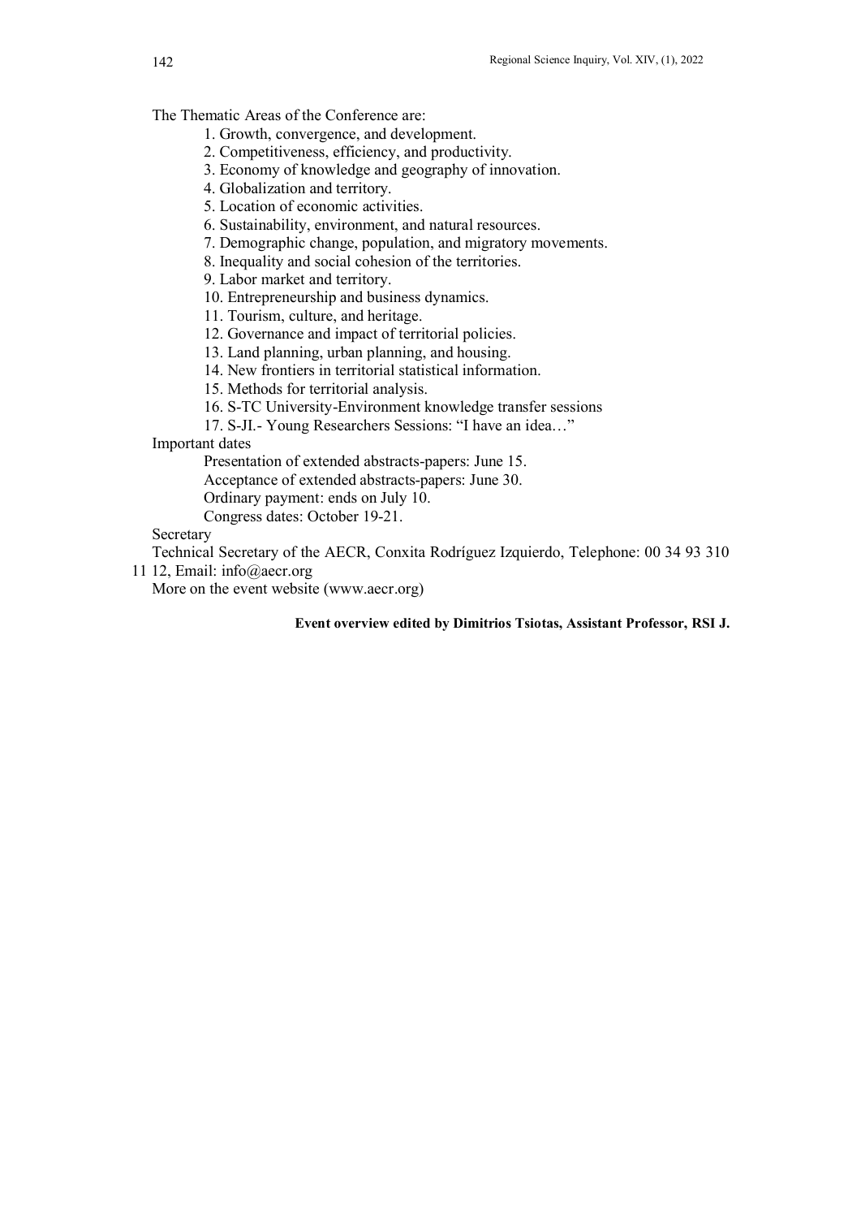The Thematic Areas of the Conference are:

1. Growth, convergence, and development.
2. Competitiveness, efficiency, and productivity.
3. Economy of knowledge and geography of innovation.
4. Globalization and territory.
5. Location of economic activities.
6. Sustainability, environment, and natural resources.
7. Demographic change, population, and migratory movements.
8. Inequality and social cohesion of the territories.
9. Labor market and territory.
10. Entrepreneurship and business dynamics.
11. Tourism, culture, and heritage.
12. Governance and impact of territorial policies.
13. Land planning, urban planning, and housing.
14. New frontiers in territorial statistical information.
15. Methods for territorial analysis.
16. S-TC University-Environment knowledge transfer sessions
17. S-JI.- Young Researchers Sessions: "I have an idea…"

Important dates

Presentation of extended abstracts-papers: June 15.

Acceptance of extended abstracts-papers: June 30.

Ordinary payment: ends on July 10.

Congress dates: October 19-21.

Secretary

Technical Secretary of the AECR, Conxita Rodríguez Izquierdo, Telephone: 00 34 93 310 11 12, Email: info@aecr.org

More on the event website (www.aecr.org)

**Event overview edited by Dimitrios Tsiotas, Assistant Professor, RSI J.**